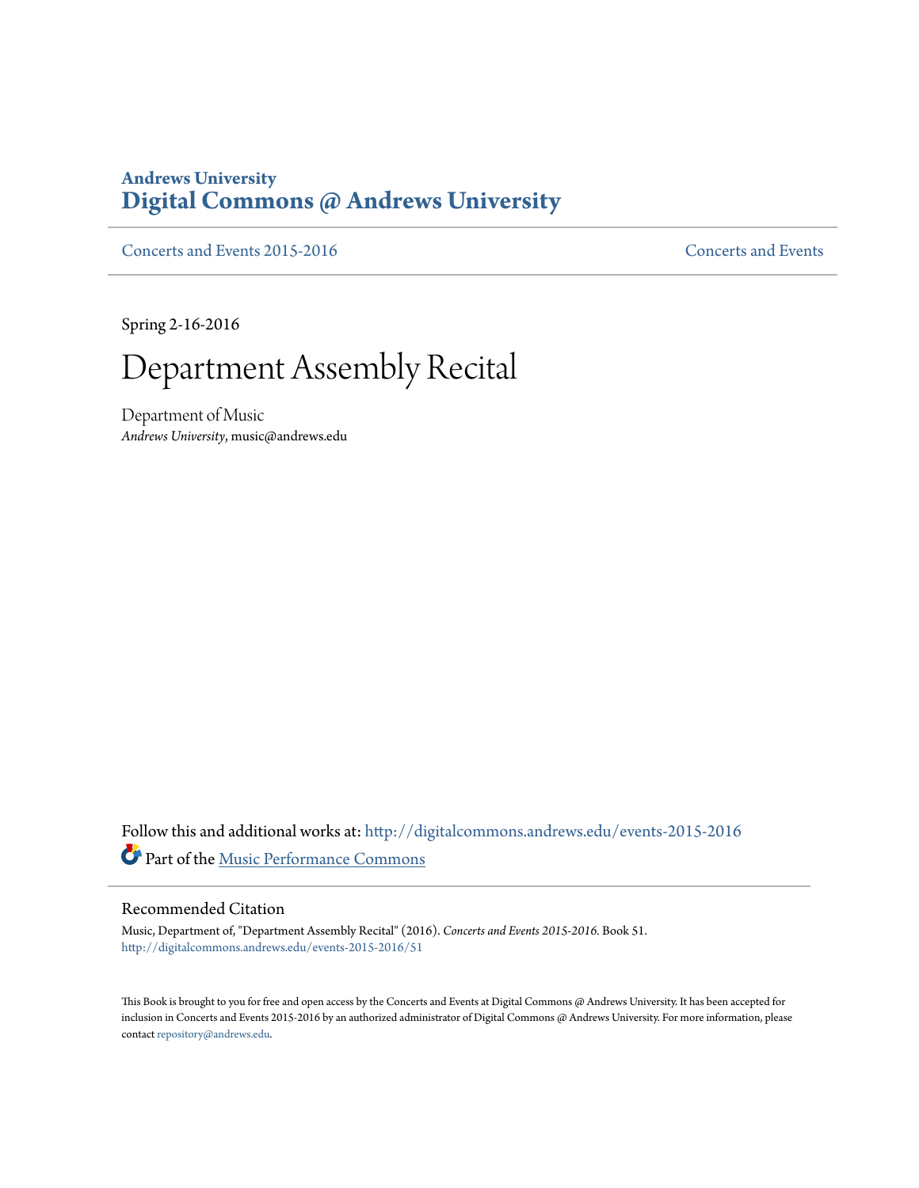**Andrews University**
# Digital Commons @ Andrews University

Concerts and Events 2015-2016 | Concerts and Events

Spring 2-16-2016

# Department Assembly Recital

Department of Music
*Andrews University*, music@andrews.edu

Follow this and additional works at: http://digitalcommons.andrews.edu/events-2015-2016

Part of the Music Performance Commons

## Recommended Citation

Music, Department of, "Department Assembly Recital" (2016). *Concerts and Events 2015-2016.* Book 51.
http://digitalcommons.andrews.edu/events-2015-2016/51

This Book is brought to you for free and open access by the Concerts and Events at Digital Commons @ Andrews University. It has been accepted for inclusion in Concerts and Events 2015-2016 by an authorized administrator of Digital Commons @ Andrews University. For more information, please contact repository@andrews.edu.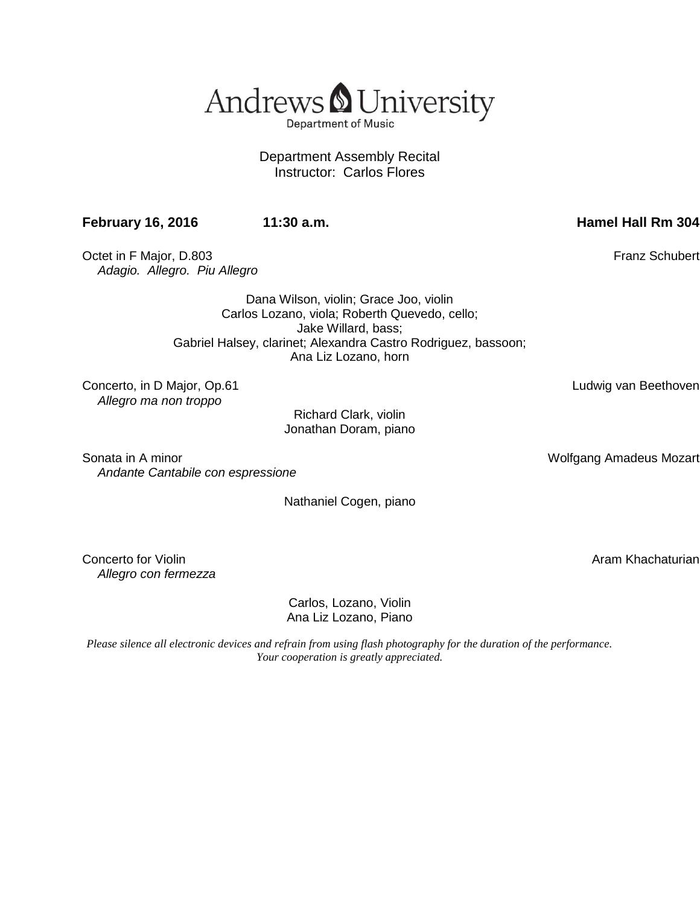# Andrews University

Department of Music

Department Assembly Recital
Instructor: Carlos Flores

**February 16, 2016** **11:30 a.m.** **Hamel Hall Rm 304**

Octet in F Major, D.803 — Franz Schubert
*Adagio. Allegro. Piu Allegro*

Dana Wilson, violin; Grace Joo, violin
Carlos Lozano, viola; Roberth Quevedo, cello;
Jake Willard, bass;
Gabriel Halsey, clarinet; Alexandra Castro Rodriguez, bassoon;
Ana Liz Lozano, horn

Concerto, in D Major, Op.61 — Ludwig van Beethoven
*Allegro ma non troppo*

Richard Clark, violin
Jonathan Doram, piano

Sonata in A minor — Wolfgang Amadeus Mozart
*Andante Cantabile con espressione*

Nathaniel Cogen, piano

Concerto for Violin — Aram Khachaturian
*Allegro con fermezza*

Carlos, Lozano, Violin
Ana Liz Lozano, Piano

*Please silence all electronic devices and refrain from using flash photography for the duration of the performance. Your cooperation is greatly appreciated.*